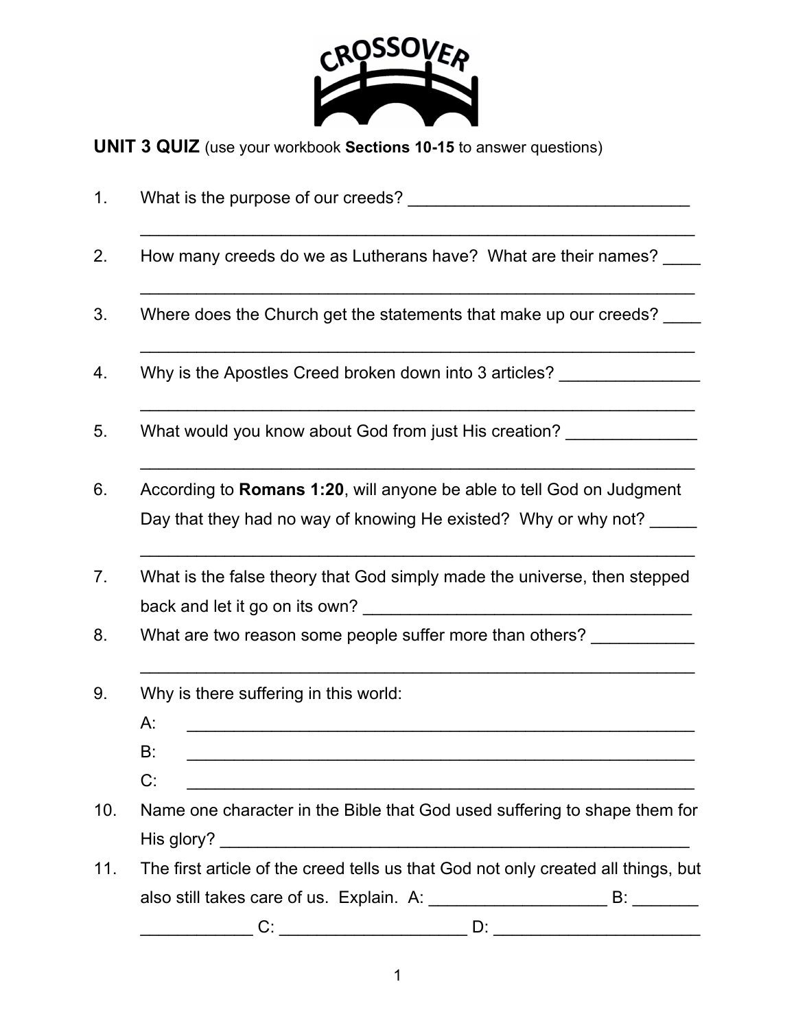CROSSOVER

**UNIT 3 QUIZ** (use your workbook **Sections 10-15** to answer questions)

1. What is the purpose of our creeds? ______________________________

   ___________________________________________________________

2. How many creeds do we as Lutherans have? What are their names? ____

   ___________________________________________________________

3. Where does the Church get the statements that make up our creeds? ____

   ___________________________________________________________

4. Why is the Apostles Creed broken down into 3 articles? _______________

   ___________________________________________________________

5. What would you know about God from just His creation? ______________

   ___________________________________________________________

6. According to **Romans 1:20**, will anyone be able to tell God on Judgment Day that they had no way of knowing He existed? Why or why not? _____

   ___________________________________________________________

7. What is the false theory that God simply made the universe, then stepped back and let it go on its own? __________________________________

8. What are two reason some people suffer more than others? ___________

   ___________________________________________________________

9. Why is there suffering in this world:

   A: ______________________________________________________

   B: ______________________________________________________

   C: ______________________________________________________

10. Name one character in the Bible that God used suffering to shape them for His glory? ___________________________________________________

11. The first article of the creed tells us that God not only created all things, but also still takes care of us. Explain. A: __________________ B: _______ ___________ C: ___________________ D: _____________________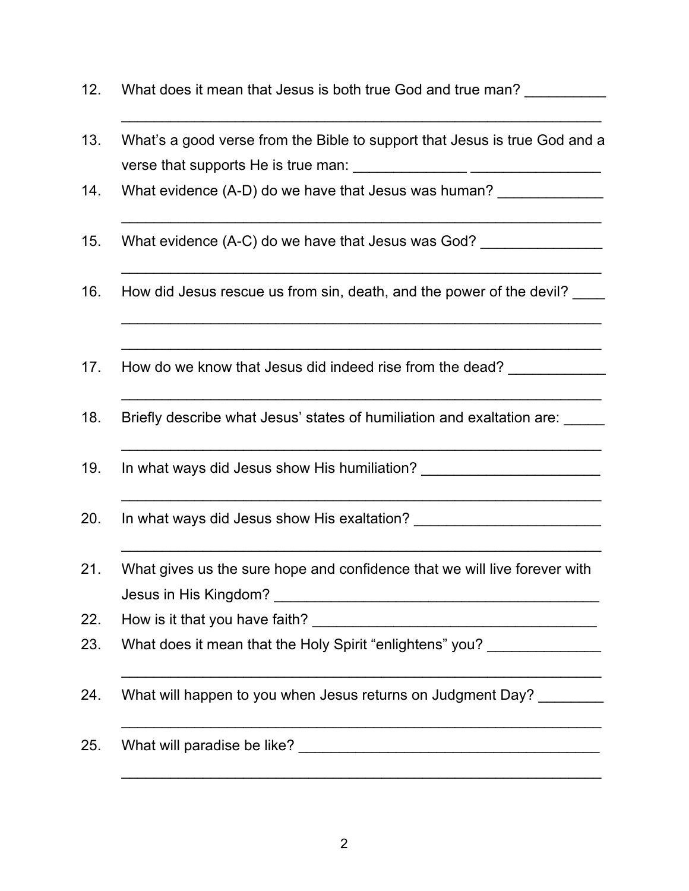12. What does it mean that Jesus is both true God and true man? __________

    ____________________________________________________________

13. What's a good verse from the Bible to support that Jesus is true God and a verse that supports He is true man: ______________ ________________

14. What evidence (A-D) do we have that Jesus was human? _____________

    ____________________________________________________________

15. What evidence (A-C) do we have that Jesus was God? _______________

    ____________________________________________________________

16. How did Jesus rescue us from sin, death, and the power of the devil? ____

    ____________________________________________________________

    ____________________________________________________________

17. How do we know that Jesus did indeed rise from the dead? ____________

    ____________________________________________________________

18. Briefly describe what Jesus' states of humiliation and exaltation are: _____

    ____________________________________________________________

19. In what ways did Jesus show His humiliation? ______________________

    ____________________________________________________________

20. In what ways did Jesus show His exaltation? _______________________

    ____________________________________________________________

21. What gives us the sure hope and confidence that we will live forever with Jesus in His Kingdom? ________________________________________

22. How is it that you have faith? ___________________________________

23. What does it mean that the Holy Spirit "enlightens" you? ______________

    ____________________________________________________________

24. What will happen to you when Jesus returns on Judgment Day? ________

    ____________________________________________________________

25. What will paradise be like? ______________________________________

    ____________________________________________________________